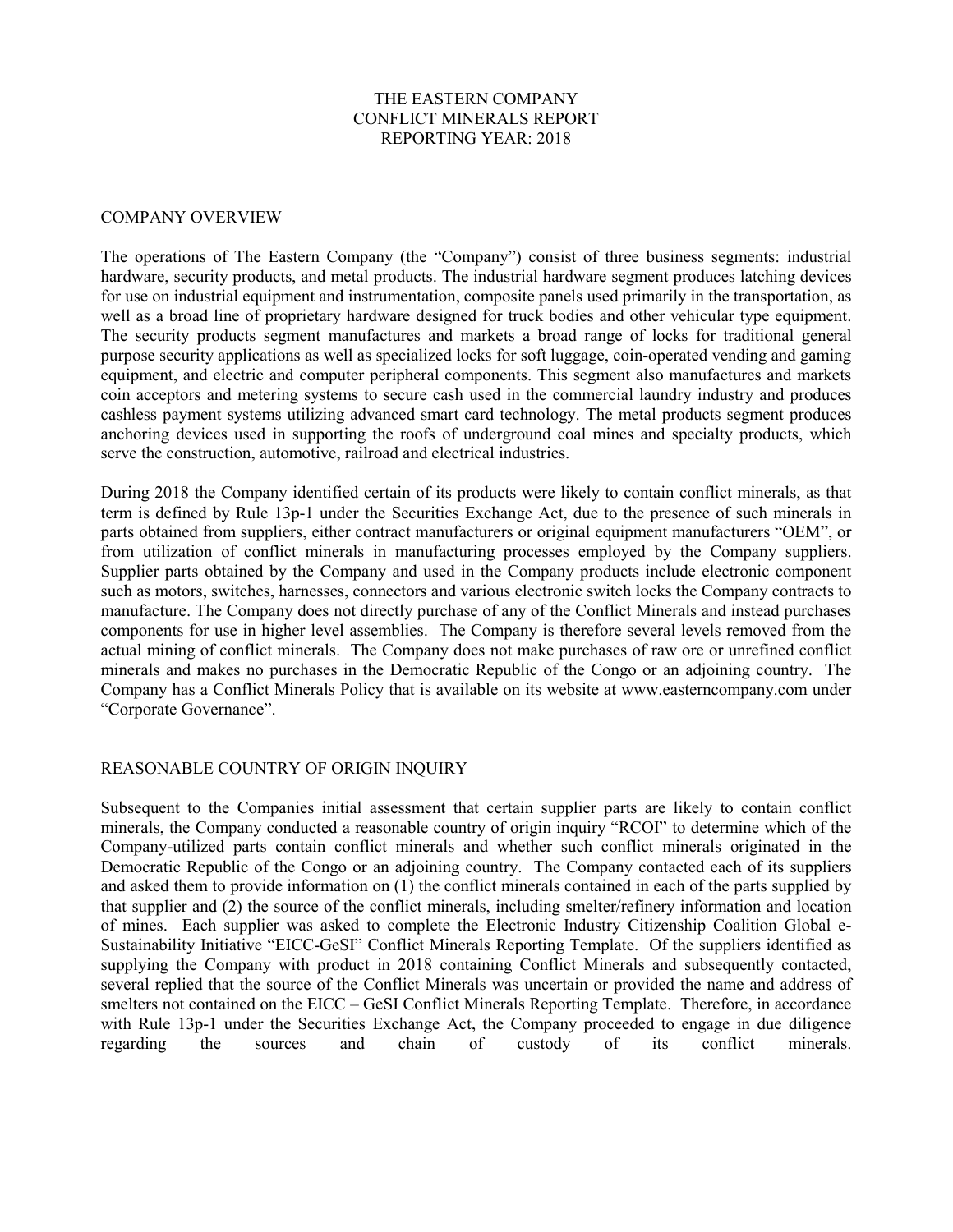# THE EASTERN COMPANY
# CONFLICT MINERALS REPORT
# REPORTING YEAR: 2018

## COMPANY OVERVIEW

The operations of The Eastern Company (the "Company") consist of three business segments: industrial hardware, security products, and metal products. The industrial hardware segment produces latching devices for use on industrial equipment and instrumentation, composite panels used primarily in the transportation, as well as a broad line of proprietary hardware designed for truck bodies and other vehicular type equipment. The security products segment manufactures and markets a broad range of locks for traditional general purpose security applications as well as specialized locks for soft luggage, coin-operated vending and gaming equipment, and electric and computer peripheral components. This segment also manufactures and markets coin acceptors and metering systems to secure cash used in the commercial laundry industry and produces cashless payment systems utilizing advanced smart card technology. The metal products segment produces anchoring devices used in supporting the roofs of underground coal mines and specialty products, which serve the construction, automotive, railroad and electrical industries.

During 2018 the Company identified certain of its products were likely to contain conflict minerals, as that term is defined by Rule 13p-1 under the Securities Exchange Act, due to the presence of such minerals in parts obtained from suppliers, either contract manufacturers or original equipment manufacturers "OEM", or from utilization of conflict minerals in manufacturing processes employed by the Company suppliers. Supplier parts obtained by the Company and used in the Company products include electronic component such as motors, switches, harnesses, connectors and various electronic switch locks the Company contracts to manufacture. The Company does not directly purchase of any of the Conflict Minerals and instead purchases components for use in higher level assemblies. The Company is therefore several levels removed from the actual mining of conflict minerals. The Company does not make purchases of raw ore or unrefined conflict minerals and makes no purchases in the Democratic Republic of the Congo or an adjoining country. The Company has a Conflict Minerals Policy that is available on its website at www.easterncompany.com under "Corporate Governance".

## REASONABLE COUNTRY OF ORIGIN INQUIRY

Subsequent to the Companies initial assessment that certain supplier parts are likely to contain conflict minerals, the Company conducted a reasonable country of origin inquiry "RCOI" to determine which of the Company-utilized parts contain conflict minerals and whether such conflict minerals originated in the Democratic Republic of the Congo or an adjoining country. The Company contacted each of its suppliers and asked them to provide information on (1) the conflict minerals contained in each of the parts supplied by that supplier and (2) the source of the conflict minerals, including smelter/refinery information and location of mines. Each supplier was asked to complete the Electronic Industry Citizenship Coalition Global e-Sustainability Initiative "EICC-GeSI" Conflict Minerals Reporting Template. Of the suppliers identified as supplying the Company with product in 2018 containing Conflict Minerals and subsequently contacted, several replied that the source of the Conflict Minerals was uncertain or provided the name and address of smelters not contained on the EICC – GeSI Conflict Minerals Reporting Template. Therefore, in accordance with Rule 13p-1 under the Securities Exchange Act, the Company proceeded to engage in due diligence regarding the sources and chain of custody of its conflict minerals.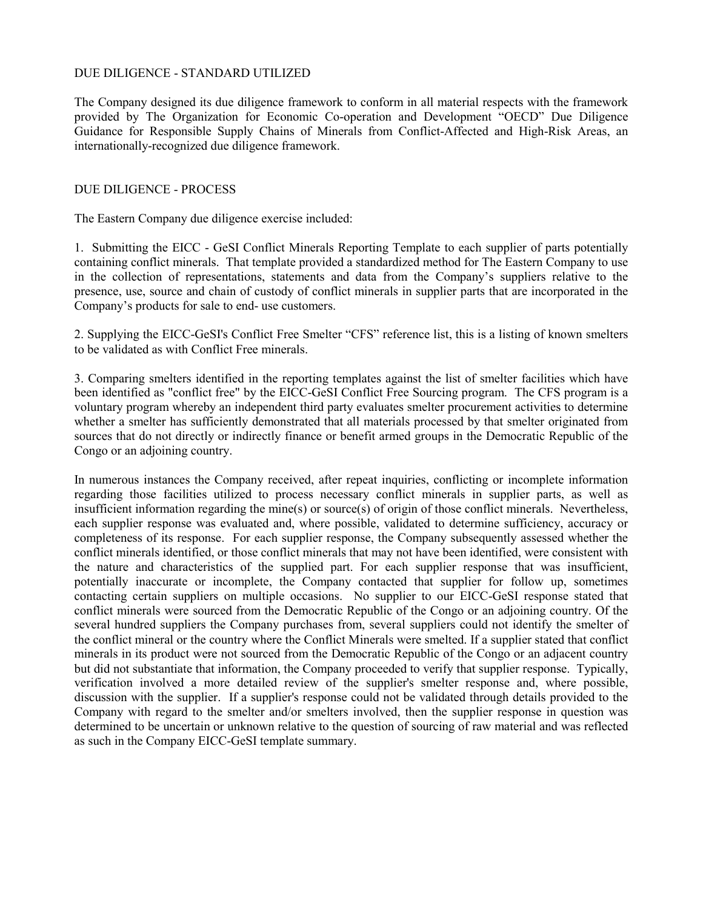## DUE DILIGENCE - STANDARD UTILIZED

The Company designed its due diligence framework to conform in all material respects with the framework provided by The Organization for Economic Co-operation and Development "OECD" Due Diligence Guidance for Responsible Supply Chains of Minerals from Conflict-Affected and High-Risk Areas, an internationally-recognized due diligence framework.

## DUE DILIGENCE - PROCESS

The Eastern Company due diligence exercise included:

1. Submitting the EICC - GeSI Conflict Minerals Reporting Template to each supplier of parts potentially containing conflict minerals. That template provided a standardized method for The Eastern Company to use in the collection of representations, statements and data from the Company's suppliers relative to the presence, use, source and chain of custody of conflict minerals in supplier parts that are incorporated in the Company's products for sale to end- use customers.

2. Supplying the EICC-GeSI's Conflict Free Smelter "CFS" reference list, this is a listing of known smelters to be validated as with Conflict Free minerals.

3. Comparing smelters identified in the reporting templates against the list of smelter facilities which have been identified as "conflict free" by the EICC-GeSI Conflict Free Sourcing program. The CFS program is a voluntary program whereby an independent third party evaluates smelter procurement activities to determine whether a smelter has sufficiently demonstrated that all materials processed by that smelter originated from sources that do not directly or indirectly finance or benefit armed groups in the Democratic Republic of the Congo or an adjoining country.

In numerous instances the Company received, after repeat inquiries, conflicting or incomplete information regarding those facilities utilized to process necessary conflict minerals in supplier parts, as well as insufficient information regarding the mine(s) or source(s) of origin of those conflict minerals. Nevertheless, each supplier response was evaluated and, where possible, validated to determine sufficiency, accuracy or completeness of its response. For each supplier response, the Company subsequently assessed whether the conflict minerals identified, or those conflict minerals that may not have been identified, were consistent with the nature and characteristics of the supplied part. For each supplier response that was insufficient, potentially inaccurate or incomplete, the Company contacted that supplier for follow up, sometimes contacting certain suppliers on multiple occasions. No supplier to our EICC-GeSI response stated that conflict minerals were sourced from the Democratic Republic of the Congo or an adjoining country. Of the several hundred suppliers the Company purchases from, several suppliers could not identify the smelter of the conflict mineral or the country where the Conflict Minerals were smelted. If a supplier stated that conflict minerals in its product were not sourced from the Democratic Republic of the Congo or an adjacent country but did not substantiate that information, the Company proceeded to verify that supplier response. Typically, verification involved a more detailed review of the supplier's smelter response and, where possible, discussion with the supplier. If a supplier's response could not be validated through details provided to the Company with regard to the smelter and/or smelters involved, then the supplier response in question was determined to be uncertain or unknown relative to the question of sourcing of raw material and was reflected as such in the Company EICC-GeSI template summary.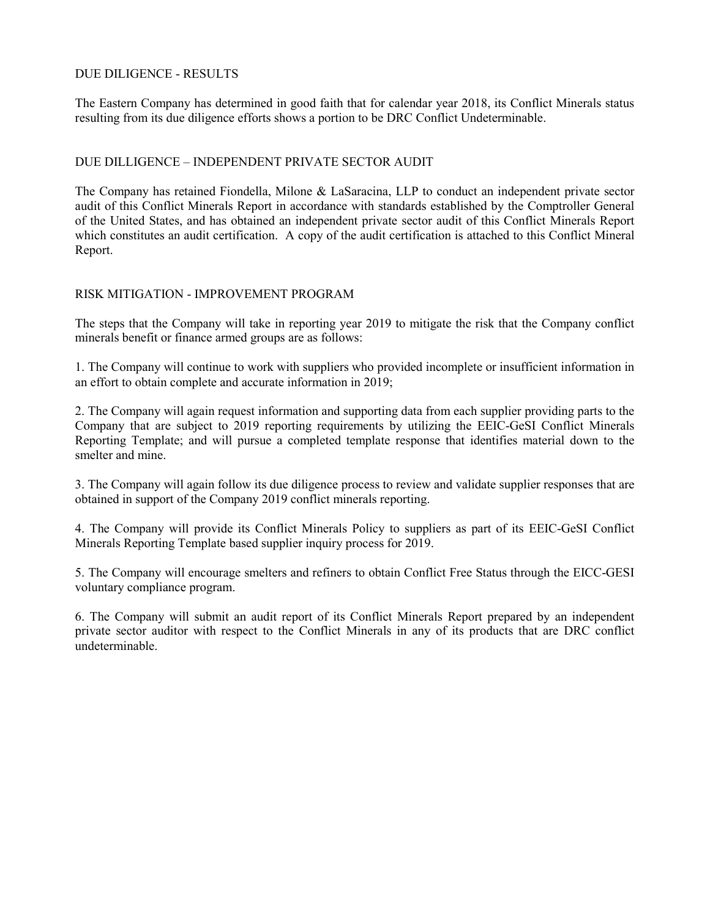## DUE DILIGENCE - RESULTS

The Eastern Company has determined in good faith that for calendar year 2018, its Conflict Minerals status resulting from its due diligence efforts shows a portion to be DRC Conflict Undeterminable.

## DUE DILLIGENCE – INDEPENDENT PRIVATE SECTOR AUDIT

The Company has retained Fiondella, Milone & LaSaracina, LLP to conduct an independent private sector audit of this Conflict Minerals Report in accordance with standards established by the Comptroller General of the United States, and has obtained an independent private sector audit of this Conflict Minerals Report which constitutes an audit certification. A copy of the audit certification is attached to this Conflict Mineral Report.

## RISK MITIGATION - IMPROVEMENT PROGRAM

The steps that the Company will take in reporting year 2019 to mitigate the risk that the Company conflict minerals benefit or finance armed groups are as follows:

1. The Company will continue to work with suppliers who provided incomplete or insufficient information in an effort to obtain complete and accurate information in 2019;

2. The Company will again request information and supporting data from each supplier providing parts to the Company that are subject to 2019 reporting requirements by utilizing the EEIC-GeSI Conflict Minerals Reporting Template; and will pursue a completed template response that identifies material down to the smelter and mine.

3. The Company will again follow its due diligence process to review and validate supplier responses that are obtained in support of the Company 2019 conflict minerals reporting.

4. The Company will provide its Conflict Minerals Policy to suppliers as part of its EEIC-GeSI Conflict Minerals Reporting Template based supplier inquiry process for 2019.

5. The Company will encourage smelters and refiners to obtain Conflict Free Status through the EICC-GESI voluntary compliance program.

6. The Company will submit an audit report of its Conflict Minerals Report prepared by an independent private sector auditor with respect to the Conflict Minerals in any of its products that are DRC conflict undeterminable.